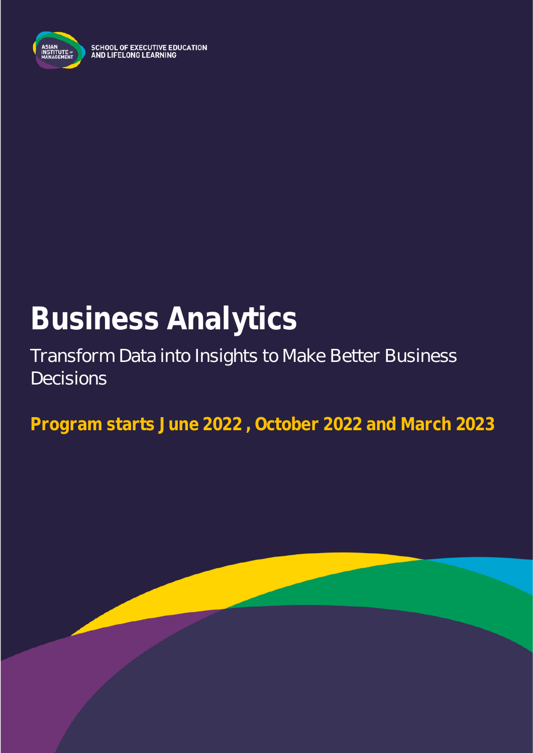ASIAN INSTITUTE OF MANAGEMENT

SCHOOL OF EXECUTIVE EDUCATION AND LIFELONG LEARNING

# Business Analytics

Transform Data into Insights to Make Better Business Decisions

**Program starts June 2022 , October 2022 and March 2023**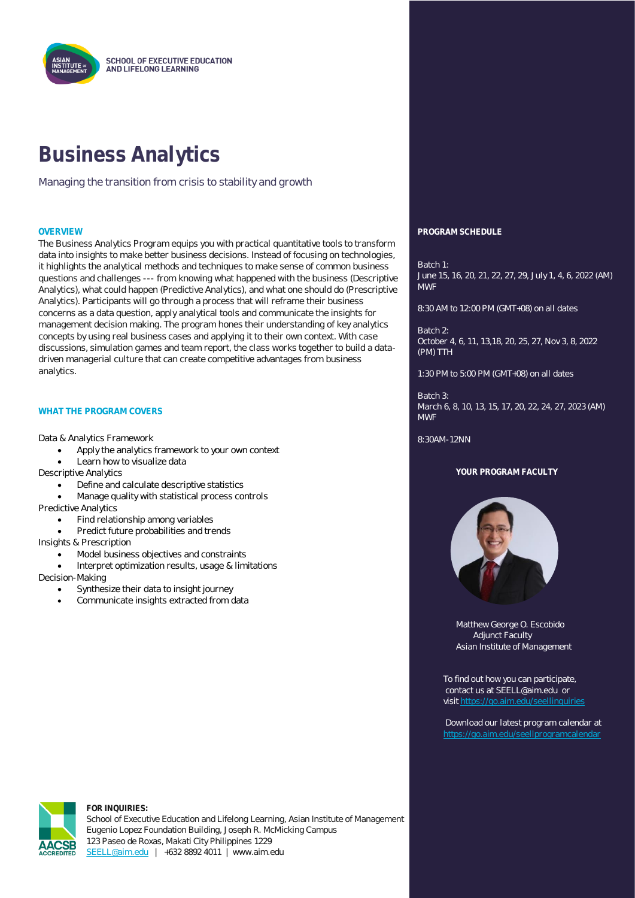SCHOOL OF EXECUTIVE EDUCATION AND LIFELONG LEARNING

# Business Analytics

Managing the transition from crisis to stability and growth

## OVERVIEW

The Business Analytics Program equips you with practical quantitative tools to transform data into insights to make better business decisions. Instead of focusing on technologies, it highlights the analytical methods and techniques to make sense of common business questions and challenges --- from knowing what happened with the business (Descriptive Analytics), what could happen (Predictive Analytics), and what one should do (Prescriptive Analytics). Participants will go through a process that will reframe their business concerns as a data question, apply analytical tools and communicate the insights for management decision making. The program hones their understanding of key analytics concepts by using real business cases and applying it to their own context. With case discussions, simulation games and team report, the class works together to build a data-driven managerial culture that can create competitive advantages from business analytics.

## WHAT THE PROGRAM COVERS

Data & Analytics Framework

- Apply the analytics framework to your own context
- Learn how to visualize data

Descriptive Analytics

- Define and calculate descriptive statistics
- Manage quality with statistical process controls

Predictive Analytics

- Find relationship among variables
- Predict future probabilities and trends

Insights & Prescription

- Model business objectives and constraints
- Interpret optimization results, usage & limitations

Decision-Making

- Synthesize their data to insight journey
- Communicate insights extracted from data

## PROGRAM SCHEDULE

Batch 1:
June 15, 16, 20, 21, 22, 27, 29, July 1, 4, 6, 2022 (AM) MWF

8:30 AM to 12:00 PM (GMT+08) on all dates

Batch 2:
October 4, 6, 11, 13,18, 20, 25, 27, Nov 3, 8, 2022 (PM) TTH

1:30 PM to 5:00 PM (GMT+08) on all dates

Batch 3:
March 6, 8, 10, 13, 15, 17, 20, 22, 24, 27, 2023 (AM) MWF

8:30AM-12NN

## YOUR PROGRAM FACULTY

Matthew George O. Escobido
Adjunct Faculty
Asian Institute of Management

To find out how you can participate, contact us at SEELL@aim.edu or visit https://go.aim.edu/seellinquiries

Download our latest program calendar at https://go.aim.edu/seellprogramcalendar

**FOR INQUIRIES:**
School of Executive Education and Lifelong Learning, Asian Institute of Management
Eugenio Lopez Foundation Building, Joseph R. McMicking Campus
123 Paseo de Roxas, Makati City Philippines 1229
SEELL@aim.edu | +632 8892 4011 | www.aim.edu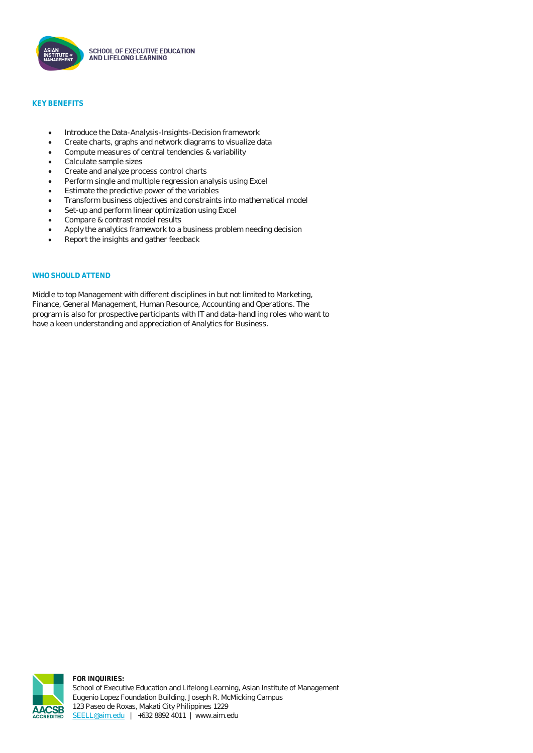## KEY BENEFITS

- Introduce the Data-Analysis-Insights-Decision framework
- Create charts, graphs and network diagrams to visualize data
- Compute measures of central tendencies & variability
- Calculate sample sizes
- Create and analyze process control charts
- Perform single and multiple regression analysis using Excel
- Estimate the predictive power of the variables
- Transform business objectives and constraints into mathematical model
- Set-up and perform linear optimization using Excel
- Compare & contrast model results
- Apply the analytics framework to a business problem needing decision
- Report the insights and gather feedback

## WHO SHOULD ATTEND

Middle to top Management with different disciplines in but not limited to Marketing, Finance, General Management, Human Resource, Accounting and Operations. The program is also for prospective participants with IT and data-handling roles who want to have a keen understanding and appreciation of Analytics for Business.

**FOR INQUIRIES:**
School of Executive Education and Lifelong Learning, Asian Institute of Management
Eugenio Lopez Foundation Building, Joseph R. McMicking Campus
123 Paseo de Roxas, Makati City Philippines 1229
SEELL@aim.edu | +632 8892 4011 | www.aim.edu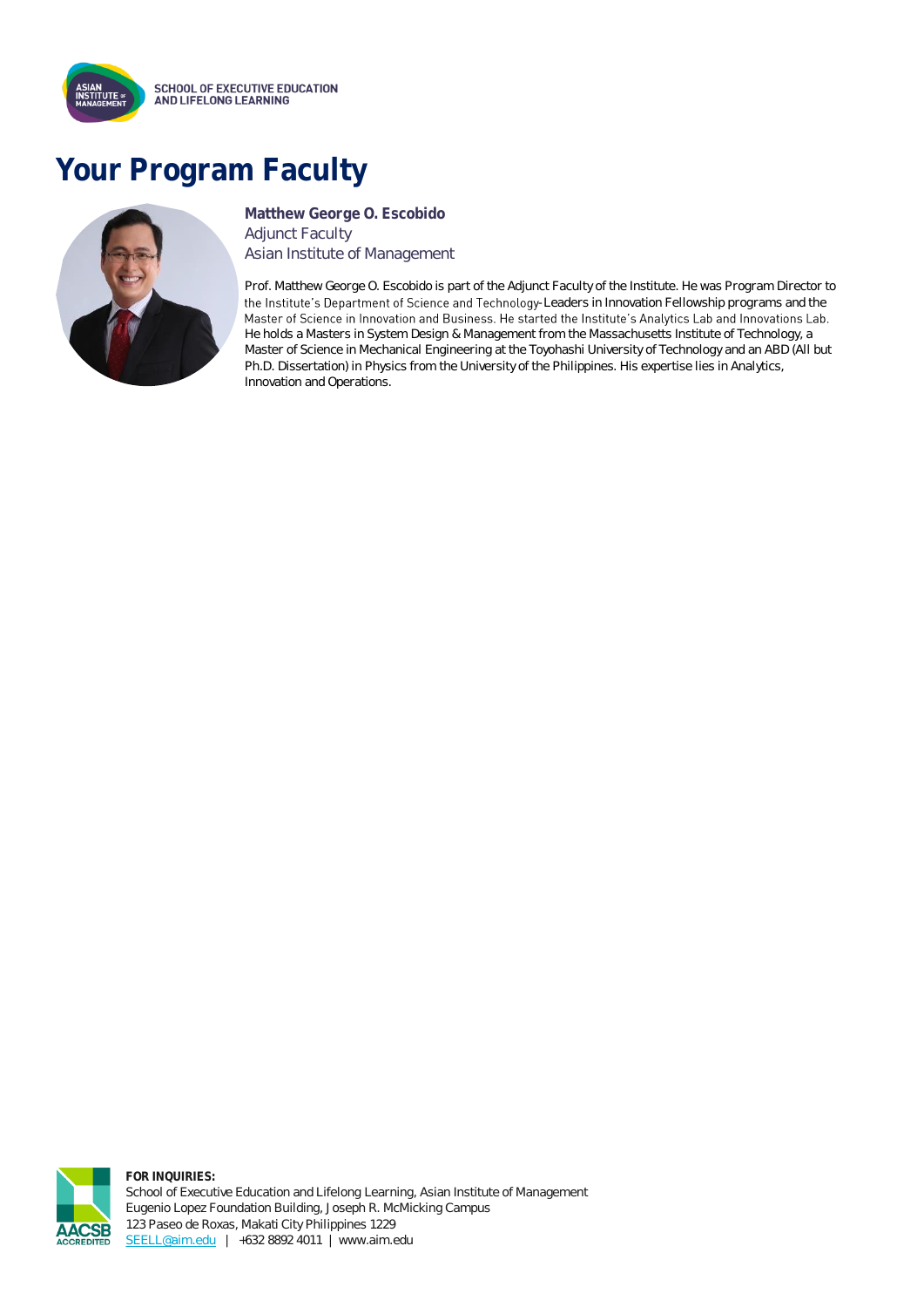# Your Program Faculty

**Matthew George O. Escobido**
Adjunct Faculty
Asian Institute of Management

Prof. Matthew George O. Escobido is part of the Adjunct Faculty of the Institute. He was Program Director to the Institute's Department of Science and Technology-Leaders in Innovation Fellowship programs and the Master of Science in Innovation and Business. He started the Institute's Analytics Lab and Innovations Lab. He holds a Masters in System Design & Management from the Massachusetts Institute of Technology, a Master of Science in Mechanical Engineering at the Toyohashi University of Technology and an ABD (All but Ph.D. Dissertation) in Physics from the University of the Philippines. His expertise lies in Analytics, Innovation and Operations.

**FOR INQUIRIES:**
School of Executive Education and Lifelong Learning, Asian Institute of Management
Eugenio Lopez Foundation Building, Joseph R. McMicking Campus
123 Paseo de Roxas, Makati City Philippines 1229
SEELL@aim.edu | +632 8892 4011 | www.aim.edu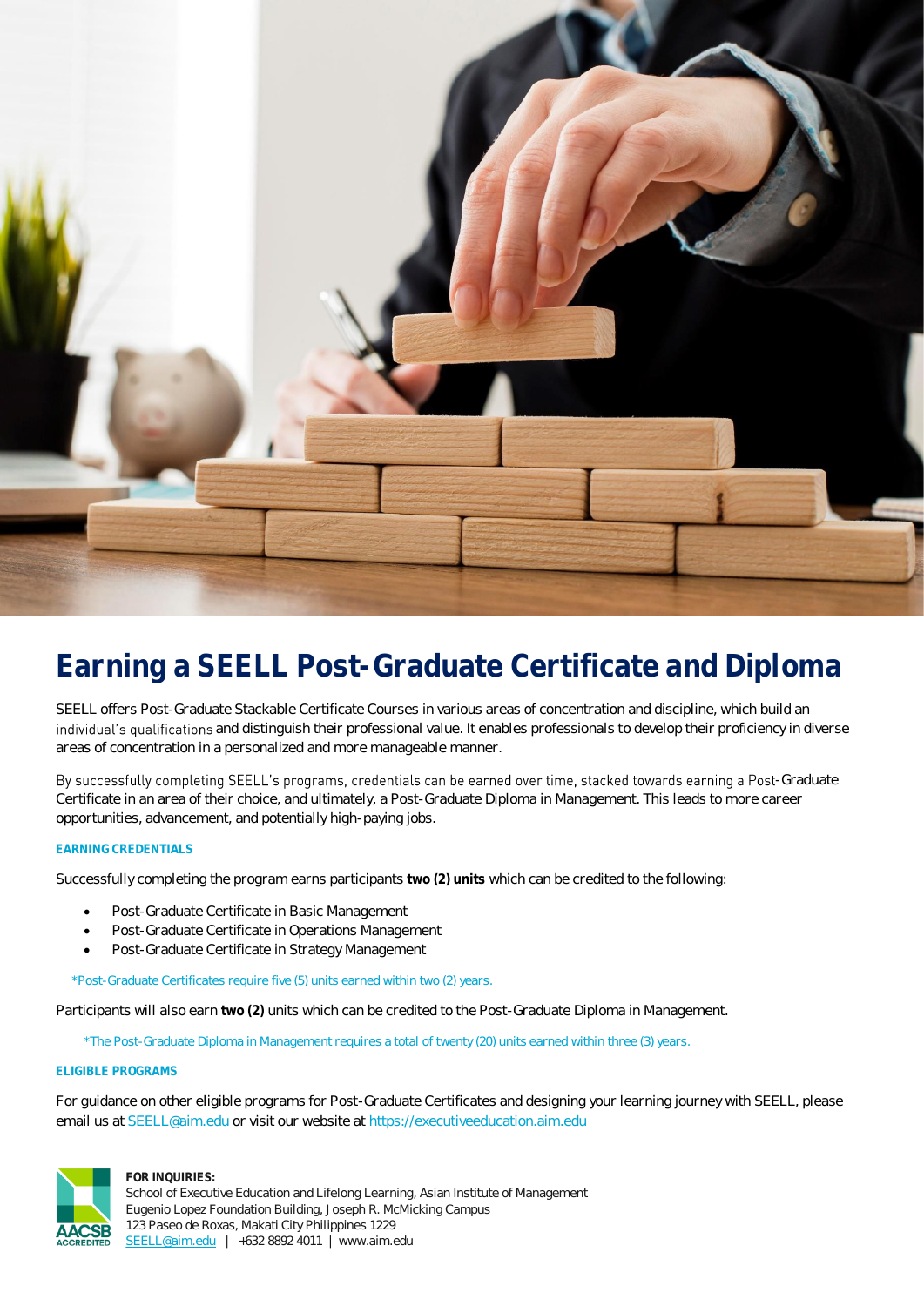# Earning a SEELL Post-Graduate Certificate and Diploma

SEELL offers Post-Graduate Stackable Certificate Courses in various areas of concentration and discipline, which build an individual's qualifications and distinguish their professional value. It enables professionals to develop their proficiency in diverse areas of concentration in a personalized and more manageable manner.

By successfully completing SEELL's programs, credentials can be earned over time, stacked towards earning a Post-Graduate Certificate in an area of their choice, and ultimately, a Post-Graduate Diploma in Management. This leads to more career opportunities, advancement, and potentially high-paying jobs.

#### EARNING CREDENTIALS

Successfully completing the program earns participants **two (2) units** which can be credited to the following:

- Post-Graduate Certificate in Basic Management
- Post-Graduate Certificate in Operations Management
- Post-Graduate Certificate in Strategy Management

*Post-Graduate Certificates require five (5) units earned within two (2) years.

Participants will also earn **two (2)** units which can be credited to the Post-Graduate Diploma in Management.

*The Post-Graduate Diploma in Management requires a total of twenty (20) units earned within three (3) years.

#### ELIGIBLE PROGRAMS

For guidance on other eligible programs for Post-Graduate Certificates and designing your learning journey with SEELL, please email us at SEELL@aim.edu or visit our website at https://executiveeducation.aim.edu

**FOR INQUIRIES:**
School of Executive Education and Lifelong Learning, Asian Institute of Management
Eugenio Lopez Foundation Building, Joseph R. McMicking Campus
123 Paseo de Roxas, Makati City Philippines 1229
SEELL@aim.edu | +632 8892 4011 | www.aim.edu

AACSB ACCREDITED